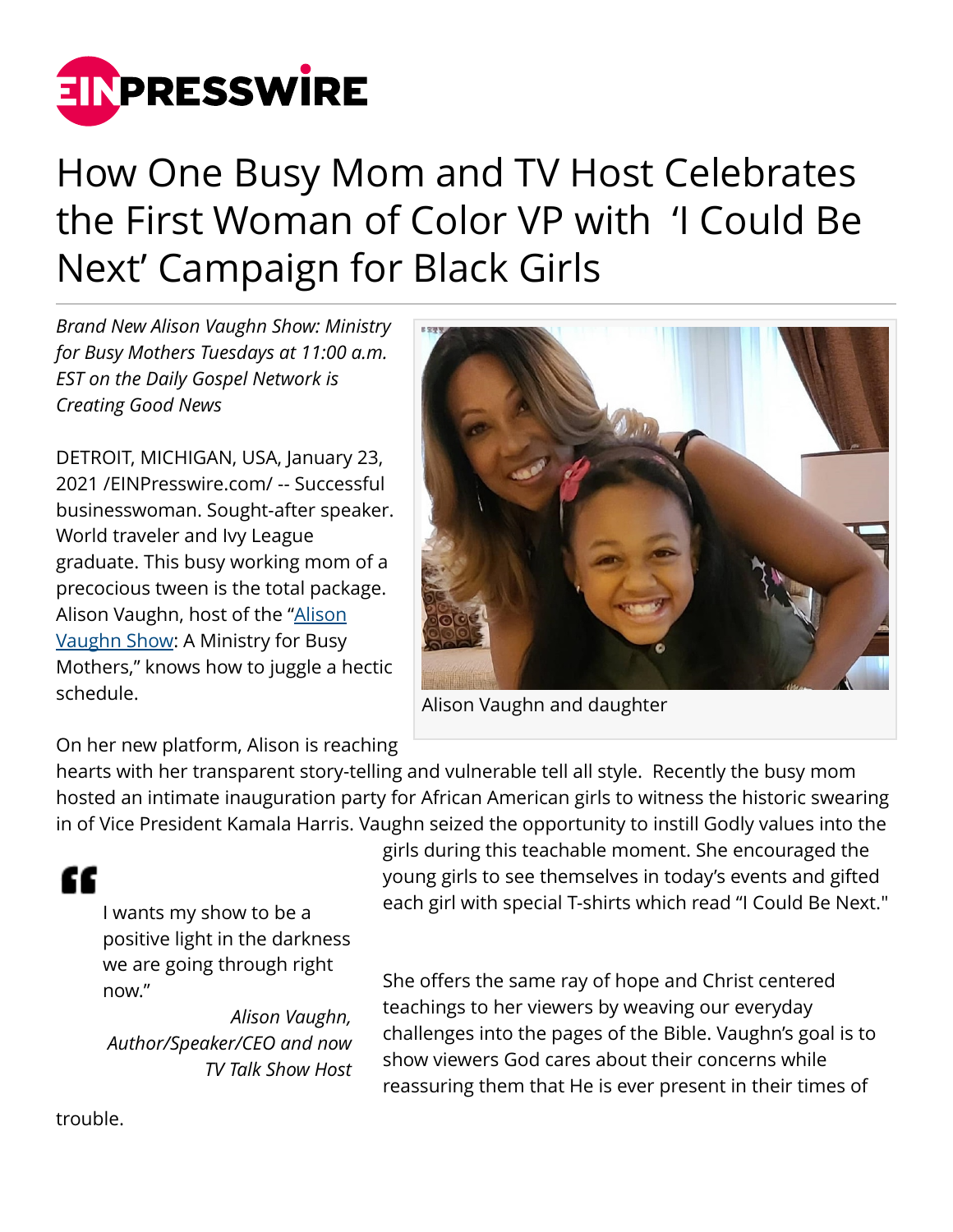# How One Busy Mom and TV Host Celebrates the First Woman of Color VP with 'I Could Be Next' Campaign for Black Girls

*Brand New Alison Vaughn Show: Ministry for Busy Mothers Tuesdays at 11:00 a.m. EST on the Daily Gospel Network is Creating Good News*

DETROIT, MICHIGAN, USA, January 23, 2021 /EINPresswire.com/ -- Successful businesswoman. Sought-after speaker. World traveler and Ivy League graduate. This busy working mom of a precocious tween is the total package. Alison Vaughn, host of the "[Alison Vaughn Show](Alison Vaughn Show): A Ministry for Busy Mothers," knows how to juggle a hectic schedule.

Alison Vaughn and daughter

On her new platform, Alison is reaching hearts with her transparent story-telling and vulnerable tell all style. Recently the busy mom hosted an intimate inauguration party for African American girls to witness the historic swearing in of Vice President Kamala Harris. Vaughn seized the opportunity to instill Godly values into the girls during this teachable moment. She encouraged the young girls to see themselves in today's events and gifted each girl with special T-shirts which read "I Could Be Next."

> I wants my show to be a positive light in the darkness we are going through right now."
>
> *Alison Vaughn, Author/Speaker/CEO and now TV Talk Show Host*

She offers the same ray of hope and Christ centered teachings to her viewers by weaving our everyday challenges into the pages of the Bible. Vaughn's goal is to show viewers God cares about their concerns while reassuring them that He is ever present in their times of trouble.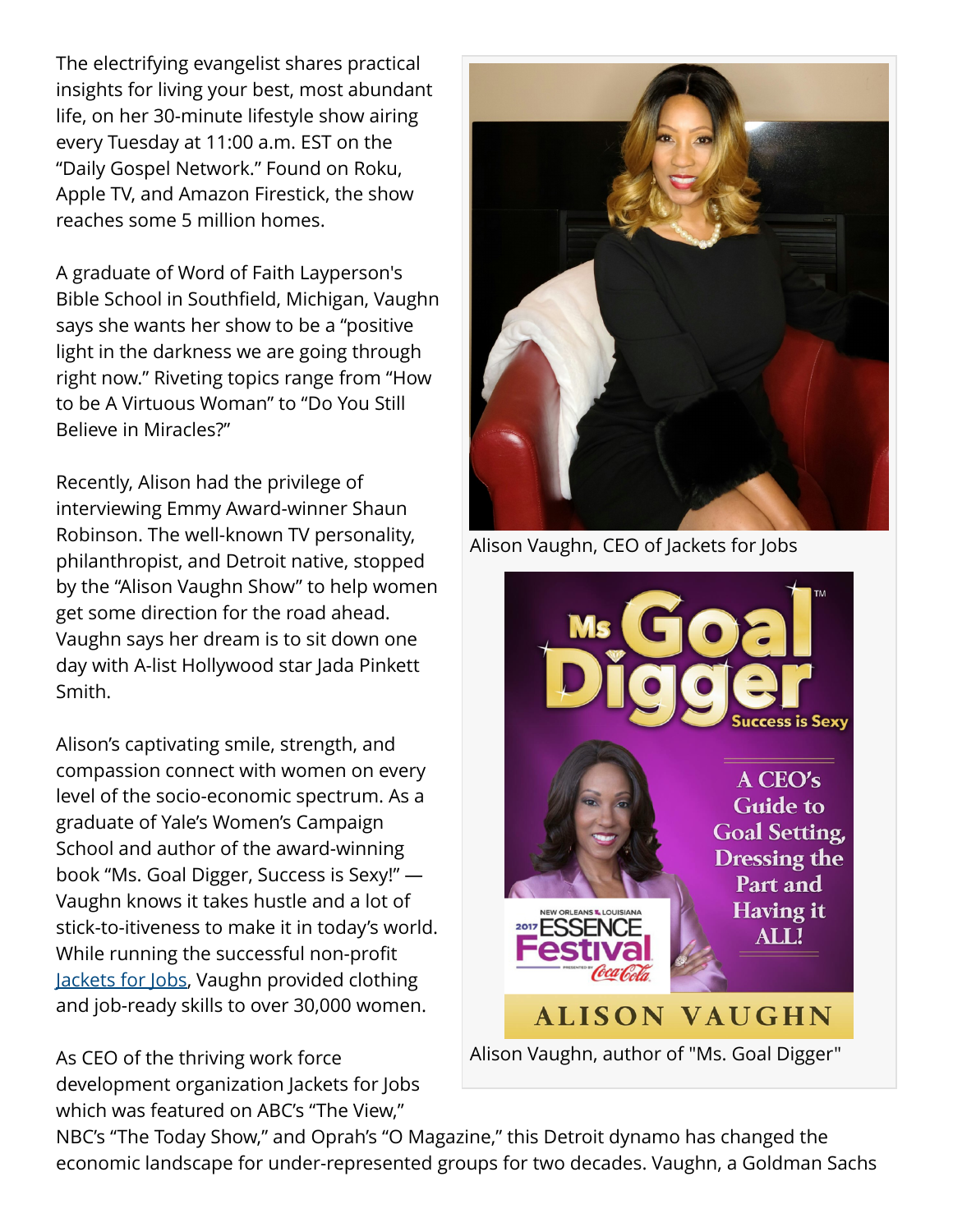The electrifying evangelist shares practical insights for living your best, most abundant life, on her 30-minute lifestyle show airing every Tuesday at 11:00 a.m. EST on the "Daily Gospel Network." Found on Roku, Apple TV, and Amazon Firestick, the show reaches some 5 million homes.

A graduate of Word of Faith Layperson's Bible School in Southfield, Michigan, Vaughn says she wants her show to be a "positive light in the darkness we are going through right now." Riveting topics range from "How to be A Virtuous Woman" to "Do You Still Believe in Miracles?"

Recently, Alison had the privilege of interviewing Emmy Award-winner Shaun Robinson. The well-known TV personality, philanthropist, and Detroit native, stopped by the "Alison Vaughn Show" to help women get some direction for the road ahead. Vaughn says her dream is to sit down one day with A-list Hollywood star Jada Pinkett Smith.

Alison Vaughn, CEO of Jackets for Jobs

Alison Vaughn, author of "Ms. Goal Digger"

Alison's captivating smile, strength, and compassion connect with women on every level of the socio-economic spectrum. As a graduate of Yale's Women's Campaign School and author of the award-winning book "Ms. Goal Digger, Success is Sexy!" — Vaughn knows it takes hustle and a lot of stick-to-itiveness to make it in today's world. While running the successful non-profit Jackets for Jobs, Vaughn provided clothing and job-ready skills to over 30,000 women.

As CEO of the thriving work force development organization Jackets for Jobs which was featured on ABC's "The View," NBC's "The Today Show," and Oprah's "O Magazine," this Detroit dynamo has changed the economic landscape for under-represented groups for two decades. Vaughn, a Goldman Sachs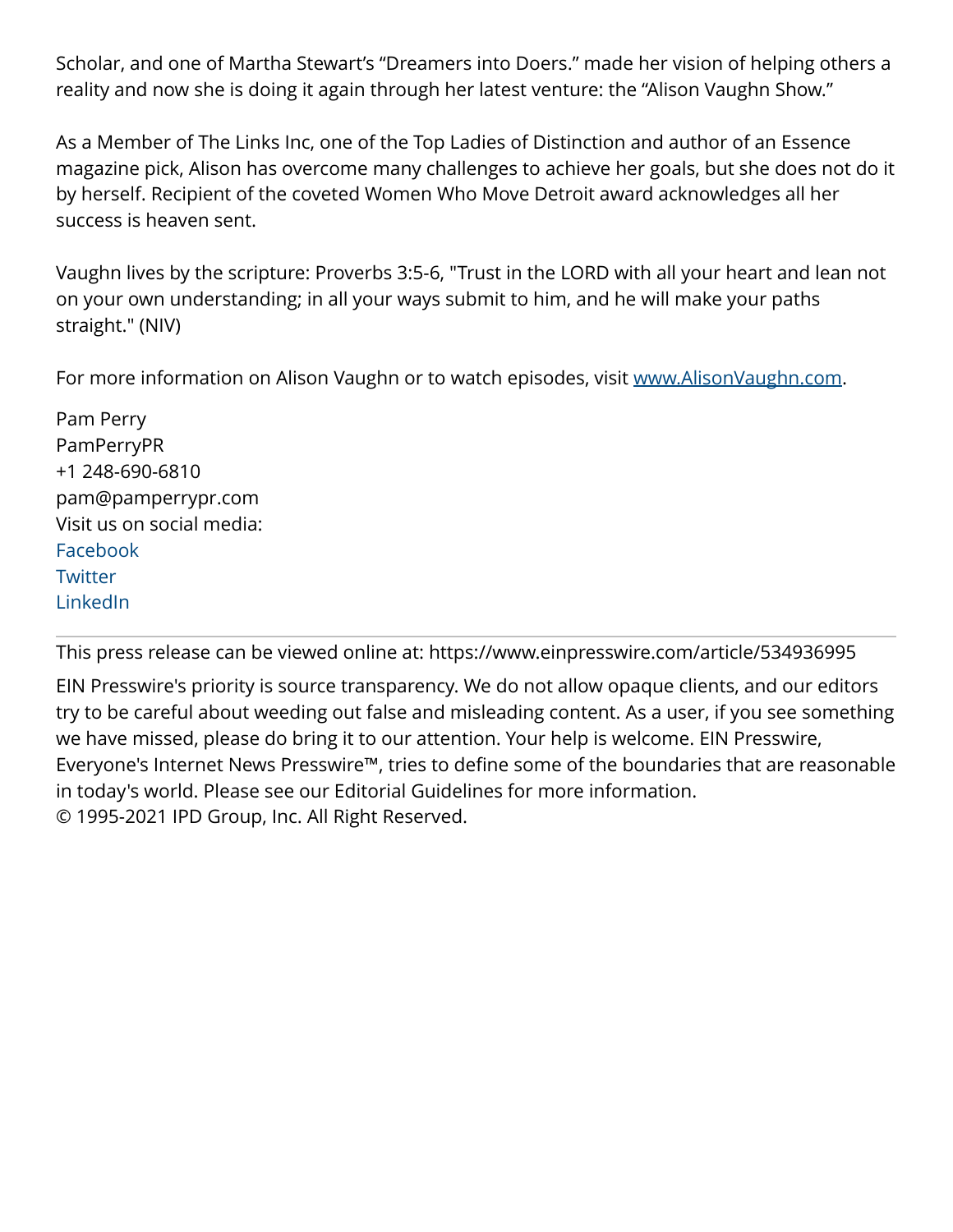Scholar, and one of Martha Stewart's "Dreamers into Doers." made her vision of helping others a reality and now she is doing it again through her latest venture: the "Alison Vaughn Show."

As a Member of The Links Inc, one of the Top Ladies of Distinction and author of an Essence magazine pick, Alison has overcome many challenges to achieve her goals, but she does not do it by herself. Recipient of the coveted Women Who Move Detroit award acknowledges all her success is heaven sent.

Vaughn lives by the scripture: Proverbs 3:5-6, "Trust in the LORD with all your heart and lean not on your own understanding; in all your ways submit to him, and he will make your paths straight." (NIV)

For more information on Alison Vaughn or to watch episodes, visit [www.AlisonVaughn.com](http://www.AlisonVaughn.com).

Pam Perry
PamPerryPR
+1 248-690-6810
pam@pamperrypr.com
Visit us on social media:
Facebook
Twitter
LinkedIn

---

This press release can be viewed online at: https://www.einpresswire.com/article/534936995

EIN Presswire's priority is source transparency. We do not allow opaque clients, and our editors try to be careful about weeding out false and misleading content. As a user, if you see something we have missed, please do bring it to our attention. Your help is welcome. EIN Presswire, Everyone's Internet News Presswire™, tries to define some of the boundaries that are reasonable in today's world. Please see our Editorial Guidelines for more information.
© 1995-2021 IPD Group, Inc. All Right Reserved.